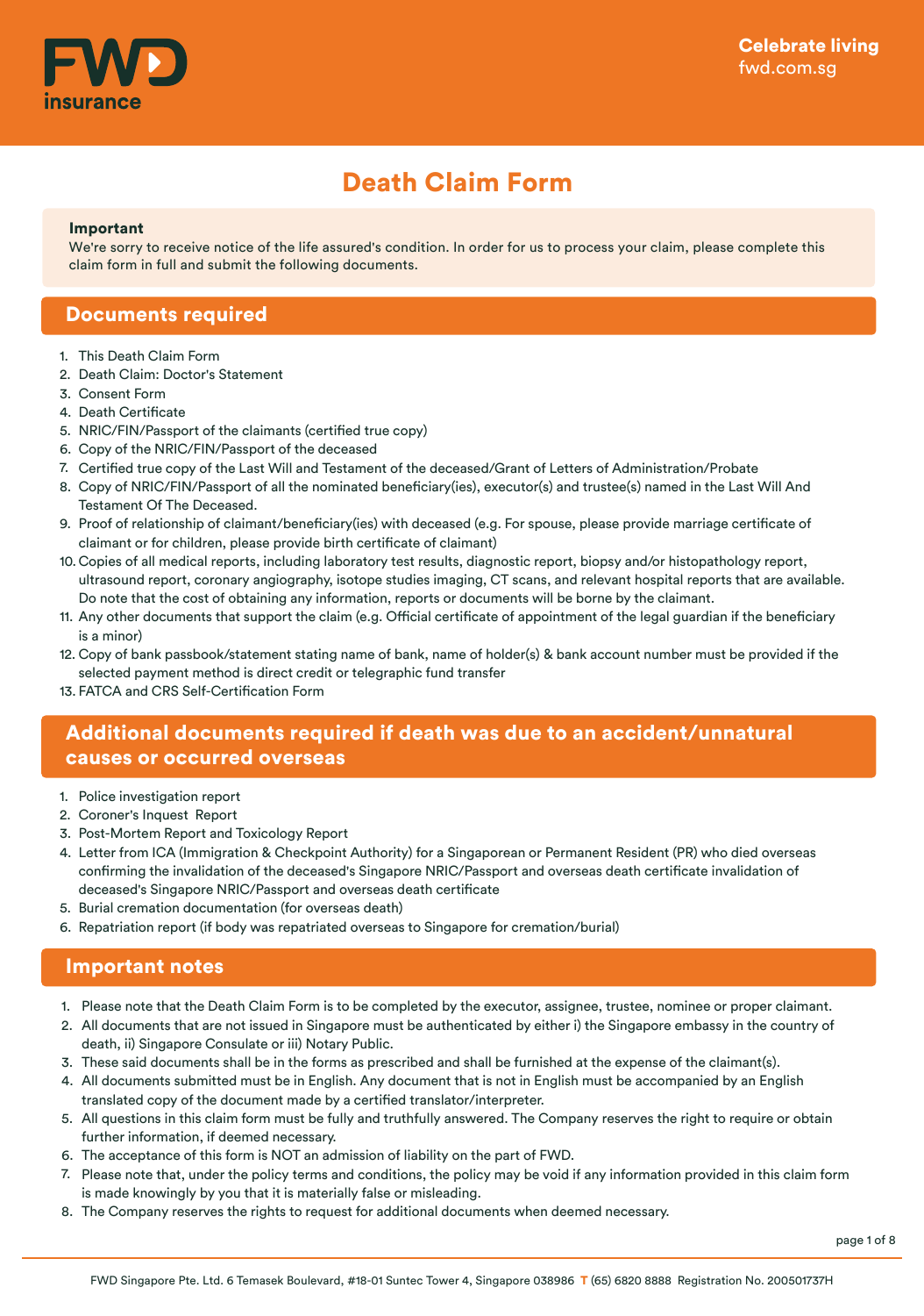FWD insurance

Celebrate living
fwd.com.sg

# Death Claim Form

**Important**
We're sorry to receive notice of the life assured's condition. In order for us to process your claim, please complete this claim form in full and submit the following documents.

## Documents required

1. This Death Claim Form
2. Death Claim: Doctor's Statement
3. Consent Form
4. Death Certificate
5. NRIC/FIN/Passport of the claimants (certified true copy)
6. Copy of the NRIC/FIN/Passport of the deceased
7. Certified true copy of the Last Will and Testament of the deceased/Grant of Letters of Administration/Probate
8. Copy of NRIC/FIN/Passport of all the nominated beneficiary(ies), executor(s) and trustee(s) named in the Last Will And Testament Of The Deceased.
9. Proof of relationship of claimant/beneficiary(ies) with deceased (e.g. For spouse, please provide marriage certificate of claimant or for children, please provide birth certificate of claimant)
10. Copies of all medical reports, including laboratory test results, diagnostic report, biopsy and/or histopathology report, ultrasound report, coronary angiography, isotope studies imaging, CT scans, and relevant hospital reports that are available. Do note that the cost of obtaining any information, reports or documents will be borne by the claimant.
11. Any other documents that support the claim (e.g. Official certificate of appointment of the legal guardian if the beneficiary is a minor)
12. Copy of bank passbook/statement stating name of bank, name of holder(s) & bank account number must be provided if the selected payment method is direct credit or telegraphic fund transfer
13. FATCA and CRS Self-Certification Form

## Additional documents required if death was due to an accident/unnatural causes or occurred overseas

1. Police investigation report
2. Coroner's Inquest Report
3. Post-Mortem Report and Toxicology Report
4. Letter from ICA (Immigration & Checkpoint Authority) for a Singaporean or Permanent Resident (PR) who died overseas confirming the invalidation of the deceased's Singapore NRIC/Passport and overseas death certificate invalidation of deceased's Singapore NRIC/Passport and overseas death certificate
5. Burial cremation documentation (for overseas death)
6. Repatriation report (if body was repatriated overseas to Singapore for cremation/burial)

## Important notes

1. Please note that the Death Claim Form is to be completed by the executor, assignee, trustee, nominee or proper claimant.
2. All documents that are not issued in Singapore must be authenticated by either i) the Singapore embassy in the country of death, ii) Singapore Consulate or iii) Notary Public.
3. These said documents shall be in the forms as prescribed and shall be furnished at the expense of the claimant(s).
4. All documents submitted must be in English. Any document that is not in English must be accompanied by an English translated copy of the document made by a certified translator/interpreter.
5. All questions in this claim form must be fully and truthfully answered. The Company reserves the right to require or obtain further information, if deemed necessary.
6. The acceptance of this form is NOT an admission of liability on the part of FWD.
7. Please note that, under the policy terms and conditions, the policy may be void if any information provided in this claim form is made knowingly by you that it is materially false or misleading.
8. The Company reserves the rights to request for additional documents when deemed necessary.

FWD Singapore Pte. Ltd. 6 Temasek Boulevard, #18-01 Suntec Tower 4, Singapore 038986 **T** (65) 6820 8888 Registration No. 200501737H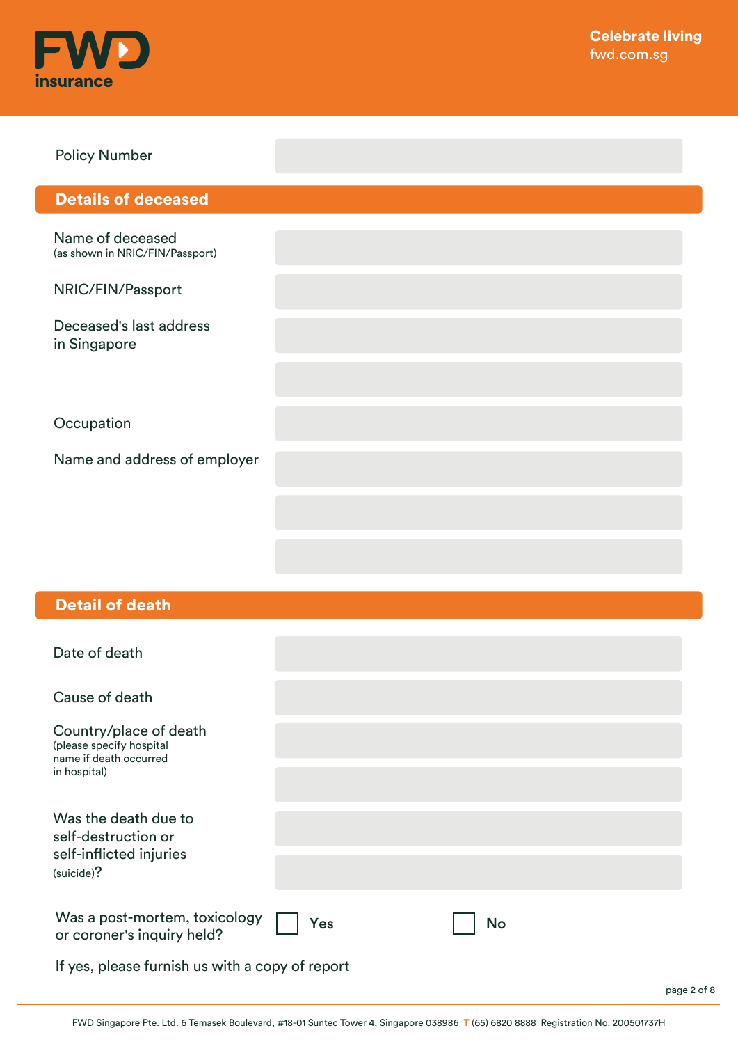**FWD insurance**

Celebrate living
fwd.com.sg

Policy Number: ____________________

## Details of deceased

Name of deceased
(as shown in NRIC/FIN/Passport): ____________________

NRIC/FIN/Passport: ____________________

Deceased's last address in Singapore: ____________________

____________________

Occupation: ____________________

Name and address of employer: ____________________

____________________

____________________

## Detail of death

Date of death: ____________________

Cause of death: ____________________

Country/place of death
(please specify hospital name if death occurred in hospital): ____________________

____________________

Was the death due to self-destruction or self-inflicted injuries (suicide)? ____________________

____________________

Was a post-mortem, toxicology or coroner's inquiry held? ☐ Yes ☐ No

If yes, please furnish us with a copy of report

FWD Singapore Pte. Ltd. 6 Temasek Boulevard, #18-01 Suntec Tower 4, Singapore 038986 T (65) 6820 8888 Registration No. 200501737H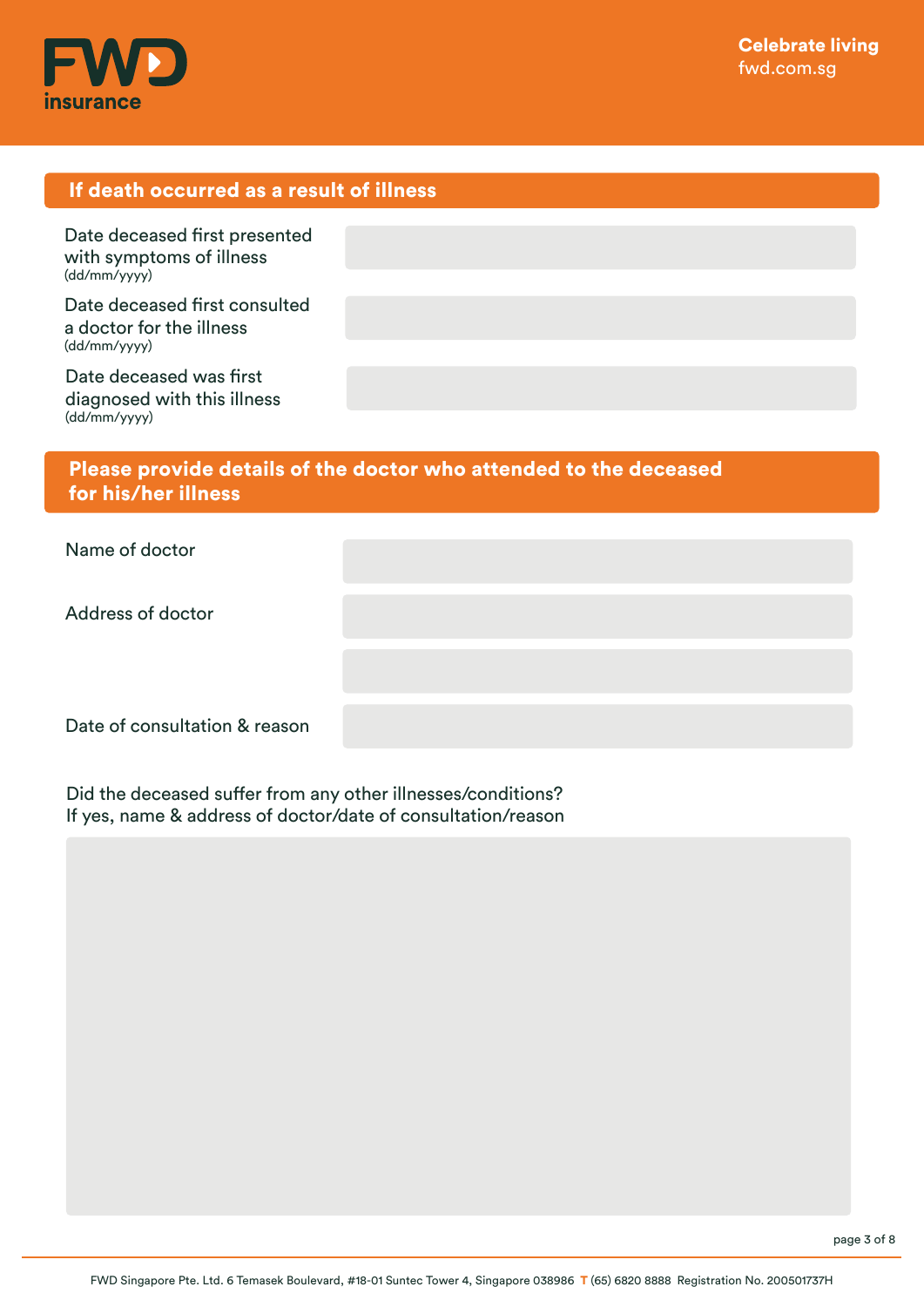## If death occurred as a result of illness

| | |
|---|---|
| Date deceased first presented with symptoms of illness (dd/mm/yyyy) | |
| Date deceased first consulted a doctor for the illness (dd/mm/yyyy) | |
| Date deceased was first diagnosed with this illness (dd/mm/yyyy) | |

## Please provide details of the doctor who attended to the deceased for his/her illness

| | |
|---|---|
| Name of doctor | |
| Address of doctor | |
| | |
| Date of consultation & reason | |

Did the deceased suffer from any other illnesses/conditions?
If yes, name & address of doctor/date of consultation/reason

FWD Singapore Pte. Ltd. 6 Temasek Boulevard, #18-01 Suntec Tower 4, Singapore 038986 T (65) 6820 8888 Registration No. 200501737H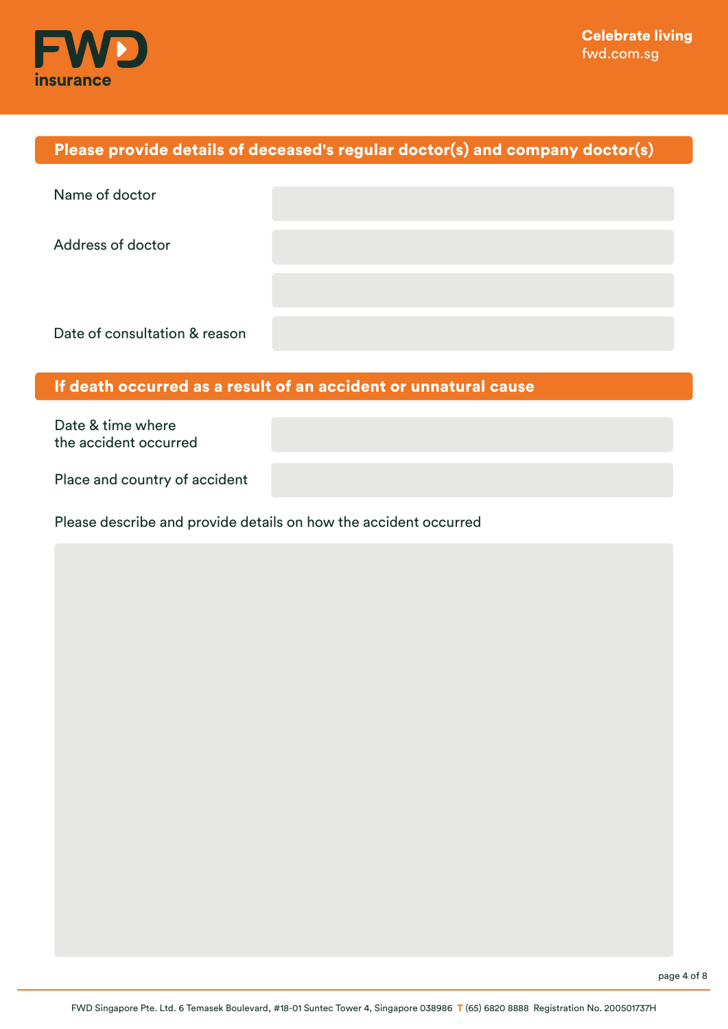## Please provide details of deceased's regular doctor(s) and company doctor(s)

Name of doctor

Address of doctor

Date of consultation & reason

## If death occurred as a result of an accident or unnatural cause

Date & time where the accident occurred

Place and country of accident

Please describe and provide details on how the accident occurred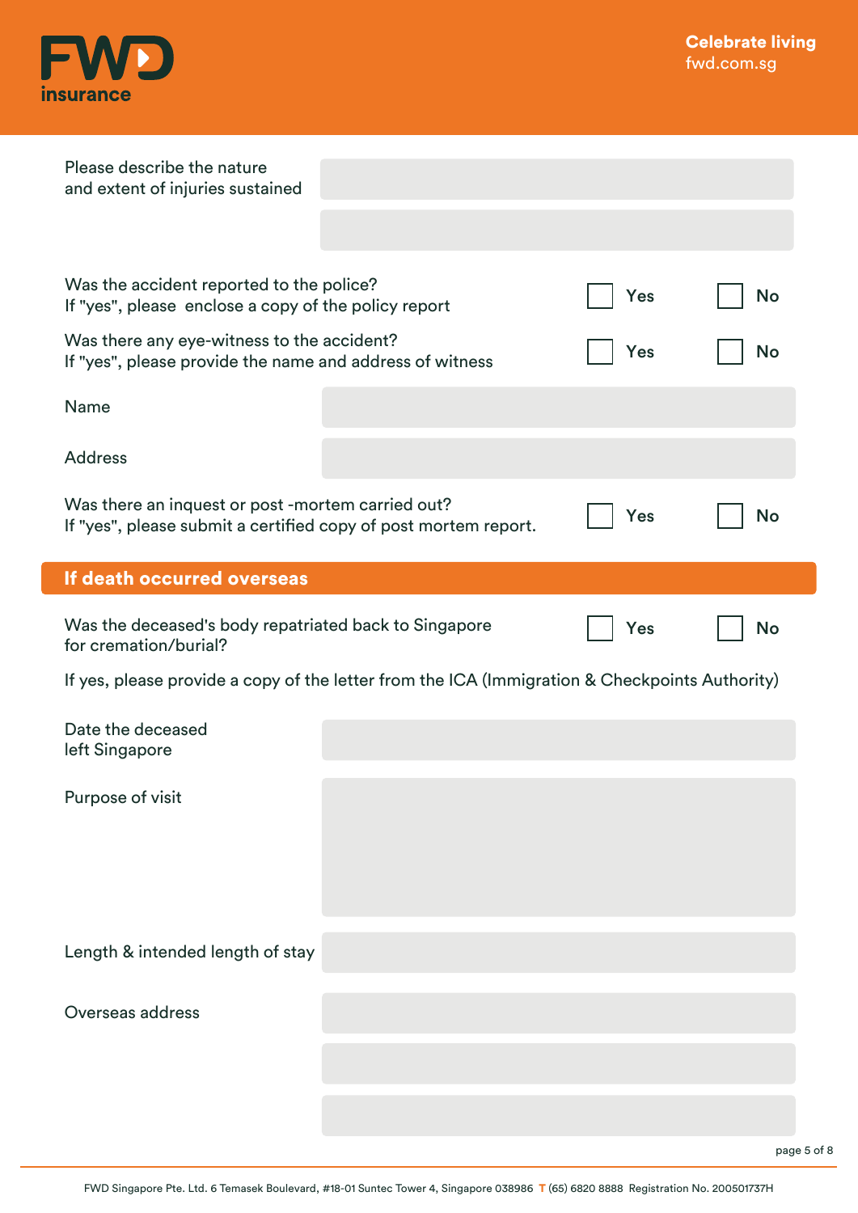Please describe the nature and extent of injuries sustained

Was the accident reported to the police?
If "yes", please enclose a copy of the policy report

☐ Yes ☐ No

Was there any eye-witness to the accident?
If "yes", please provide the name and address of witness

☐ Yes ☐ No

Name

Address

Was there an inquest or post -mortem carried out?
If "yes", please submit a certified copy of post mortem report.

☐ Yes ☐ No

## If death occurred overseas

Was the deceased's body repatriated back to Singapore for cremation/burial?

☐ Yes ☐ No

If yes, please provide a copy of the letter from the ICA (Immigration & Checkpoints Authority)

Date the deceased left Singapore

Purpose of visit

Length & intended length of stay

Overseas address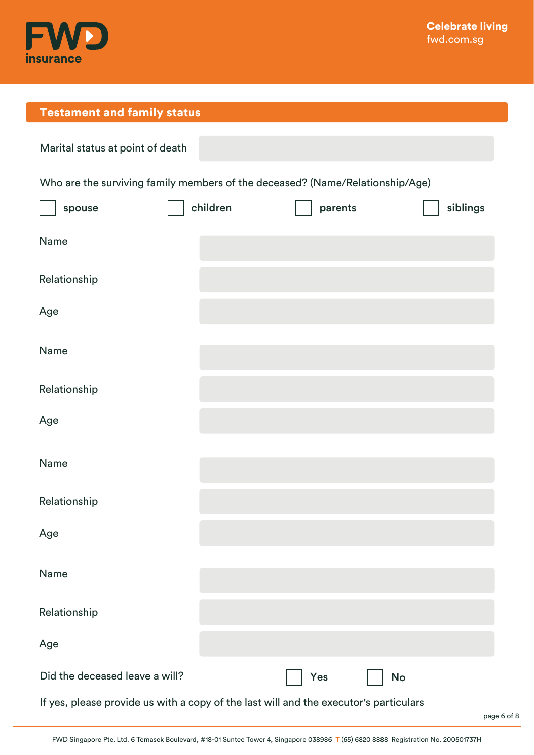## Testament and family status

Marital status at point of death

Who are the surviving family members of the deceased? (Name/Relationship/Age)

☐ spouse ☐ children ☐ parents ☐ siblings

Name

Relationship

Age

Name

Relationship

Age

Name

Relationship

Age

Name

Relationship

Age

Did the deceased leave a will? ☐ Yes ☐ No

If yes, please provide us with a copy of the last will and the executor's particulars

FWD Singapore Pte. Ltd. 6 Temasek Boulevard, #18-01 Suntec Tower 4, Singapore 038986 T (65) 6820 8888 Registration No. 200501737H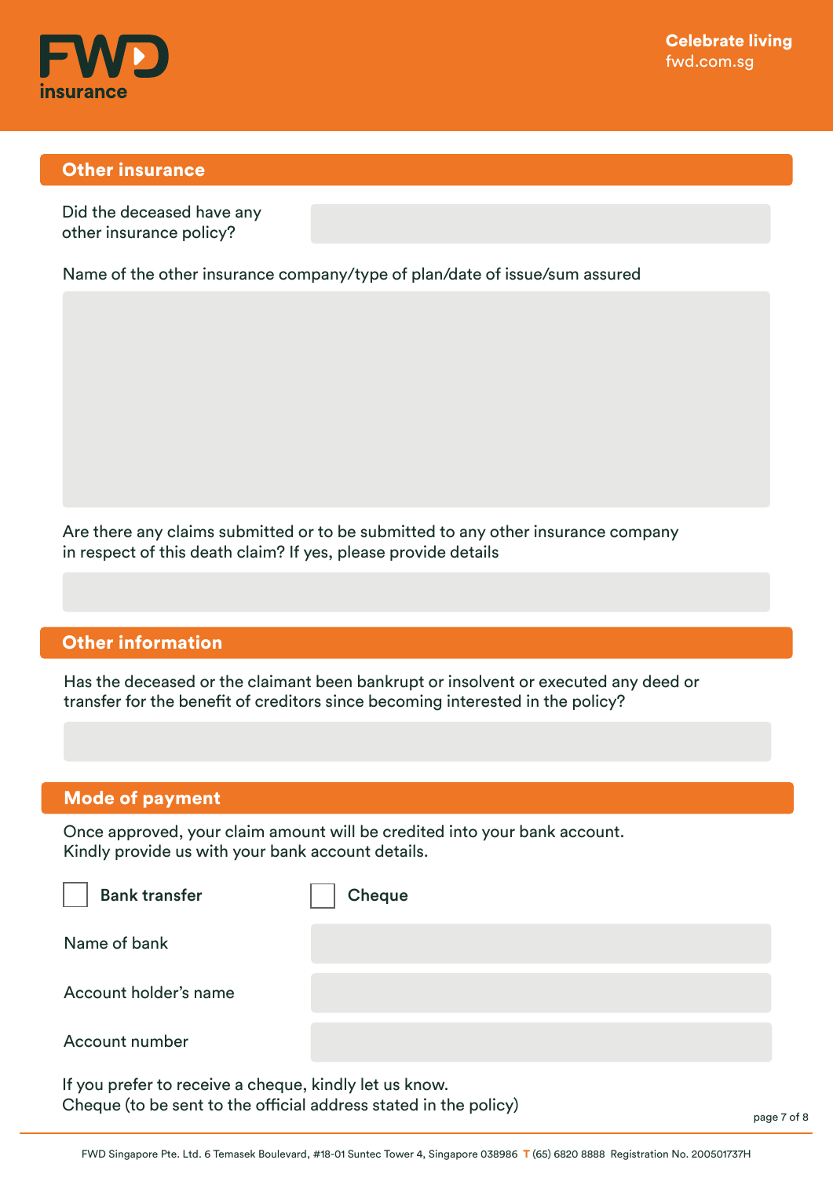## Other insurance

Did the deceased have any other insurance policy?

Name of the other insurance company/type of plan/date of issue/sum assured

Are there any claims submitted or to be submitted to any other insurance company in respect of this death claim? If yes, please provide details

## Other information

Has the deceased or the claimant been bankrupt or insolvent or executed any deed or transfer for the benefit of creditors since becoming interested in the policy?

## Mode of payment

Once approved, your claim amount will be credited into your bank account.
Kindly provide us with your bank account details.

☐ Bank transfer ☐ Cheque

Name of bank

Account holder's name

Account number

If you prefer to receive a cheque, kindly let us know.
Cheque (to be sent to the official address stated in the policy)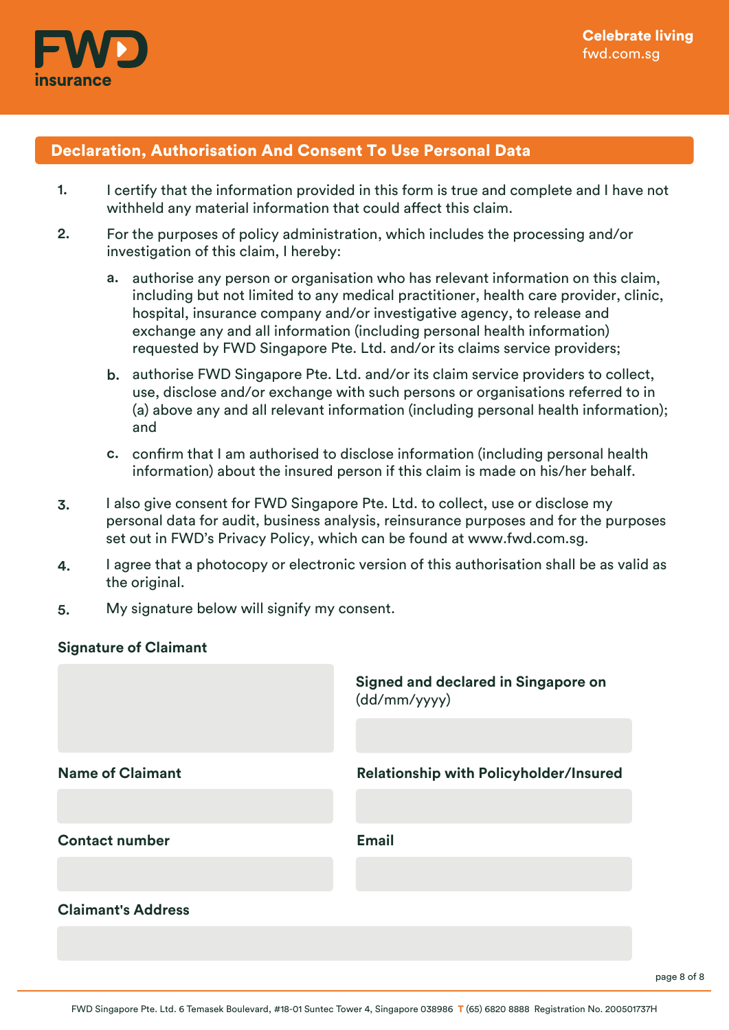## Declaration, Authorisation And Consent To Use Personal Data

1. I certify that the information provided in this form is true and complete and I have not withheld any material information that could affect this claim.
2. For the purposes of policy administration, which includes the processing and/or investigation of this claim, I hereby:
   - a. authorise any person or organisation who has relevant information on this claim, including but not limited to any medical practitioner, health care provider, clinic, hospital, insurance company and/or investigative agency, to release and exchange any and all information (including personal health information) requested by FWD Singapore Pte. Ltd. and/or its claims service providers;
   - b. authorise FWD Singapore Pte. Ltd. and/or its claim service providers to collect, use, disclose and/or exchange with such persons or organisations referred to in (a) above any and all relevant information (including personal health information); and
   - c. confirm that I am authorised to disclose information (including personal health information) about the insured person if this claim is made on his/her behalf.
3. I also give consent for FWD Singapore Pte. Ltd. to collect, use or disclose my personal data for audit, business analysis, reinsurance purposes and for the purposes set out in FWD's Privacy Policy, which can be found at www.fwd.com.sg.
4. I agree that a photocopy or electronic version of this authorisation shall be as valid as the original.
5. My signature below will signify my consent.

**Signature of Claimant**

**Signed and declared in Singapore on** (dd/mm/yyyy)

**Name of Claimant**

**Relationship with Policyholder/Insured**

**Contact number**

**Email**

**Claimant's Address**

FWD Singapore Pte. Ltd. 6 Temasek Boulevard, #18-01 Suntec Tower 4, Singapore 038986 T (65) 6820 8888 Registration No. 200501737H